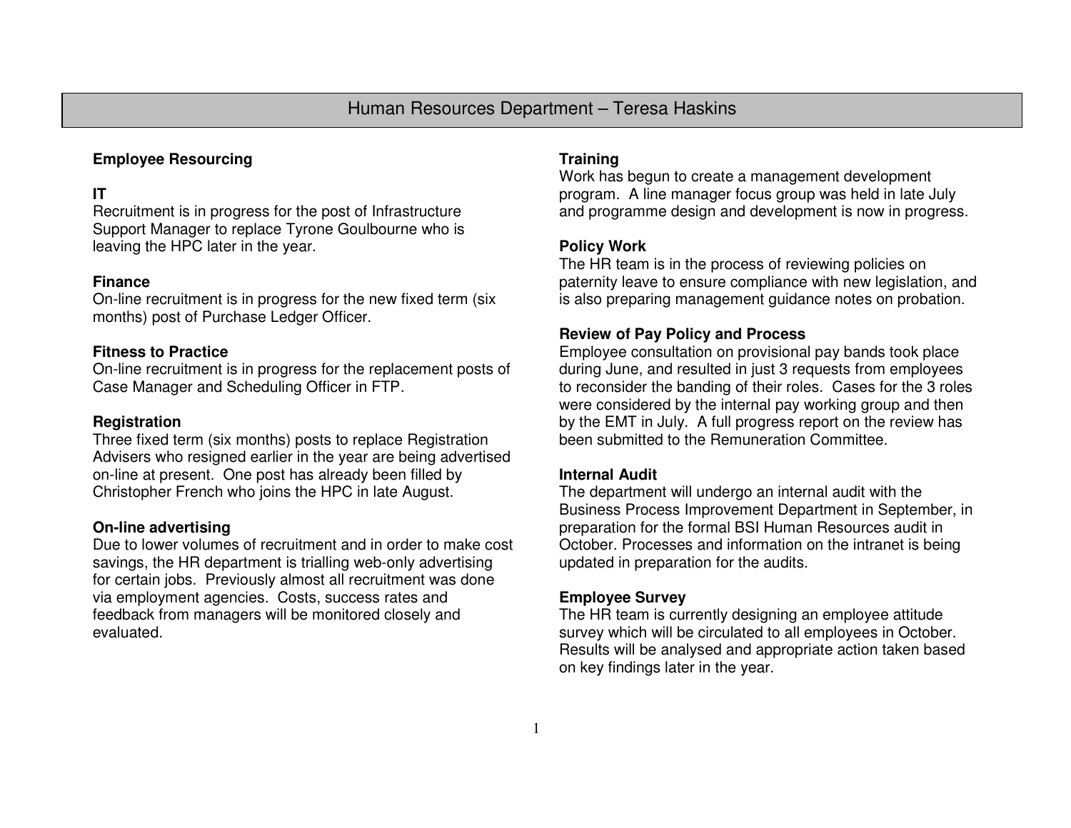# Human Resources Department – Teresa Haskins

## Employee Resourcing

### IT

Recruitment is in progress for the post of Infrastructure Support Manager to replace Tyrone Goulbourne who is leaving the HPC later in the year.

### Finance

On-line recruitment is in progress for the new fixed term (six months) post of Purchase Ledger Officer.

### Fitness to Practice

On-line recruitment is in progress for the replacement posts of Case Manager and Scheduling Officer in FTP.

### Registration

Three fixed term (six months) posts to replace Registration Advisers who resigned earlier in the year are being advertised on-line at present. One post has already been filled by Christopher French who joins the HPC in late August.

### On-line advertising

Due to lower volumes of recruitment and in order to make cost savings, the HR department is trialling web-only advertising for certain jobs. Previously almost all recruitment was done via employment agencies. Costs, success rates and feedback from managers will be monitored closely and evaluated.

## Training

Work has begun to create a management development program. A line manager focus group was held in late July and programme design and development is now in progress.

## Policy Work

The HR team is in the process of reviewing policies on paternity leave to ensure compliance with new legislation, and is also preparing management guidance notes on probation.

## Review of Pay Policy and Process

Employee consultation on provisional pay bands took place during June, and resulted in just 3 requests from employees to reconsider the banding of their roles. Cases for the 3 roles were considered by the internal pay working group and then by the EMT in July. A full progress report on the review has been submitted to the Remuneration Committee.

## Internal Audit

The department will undergo an internal audit with the Business Process Improvement Department in September, in preparation for the formal BSI Human Resources audit in October. Processes and information on the intranet is being updated in preparation for the audits.

## Employee Survey

The HR team is currently designing an employee attitude survey which will be circulated to all employees in October. Results will be analysed and appropriate action taken based on key findings later in the year.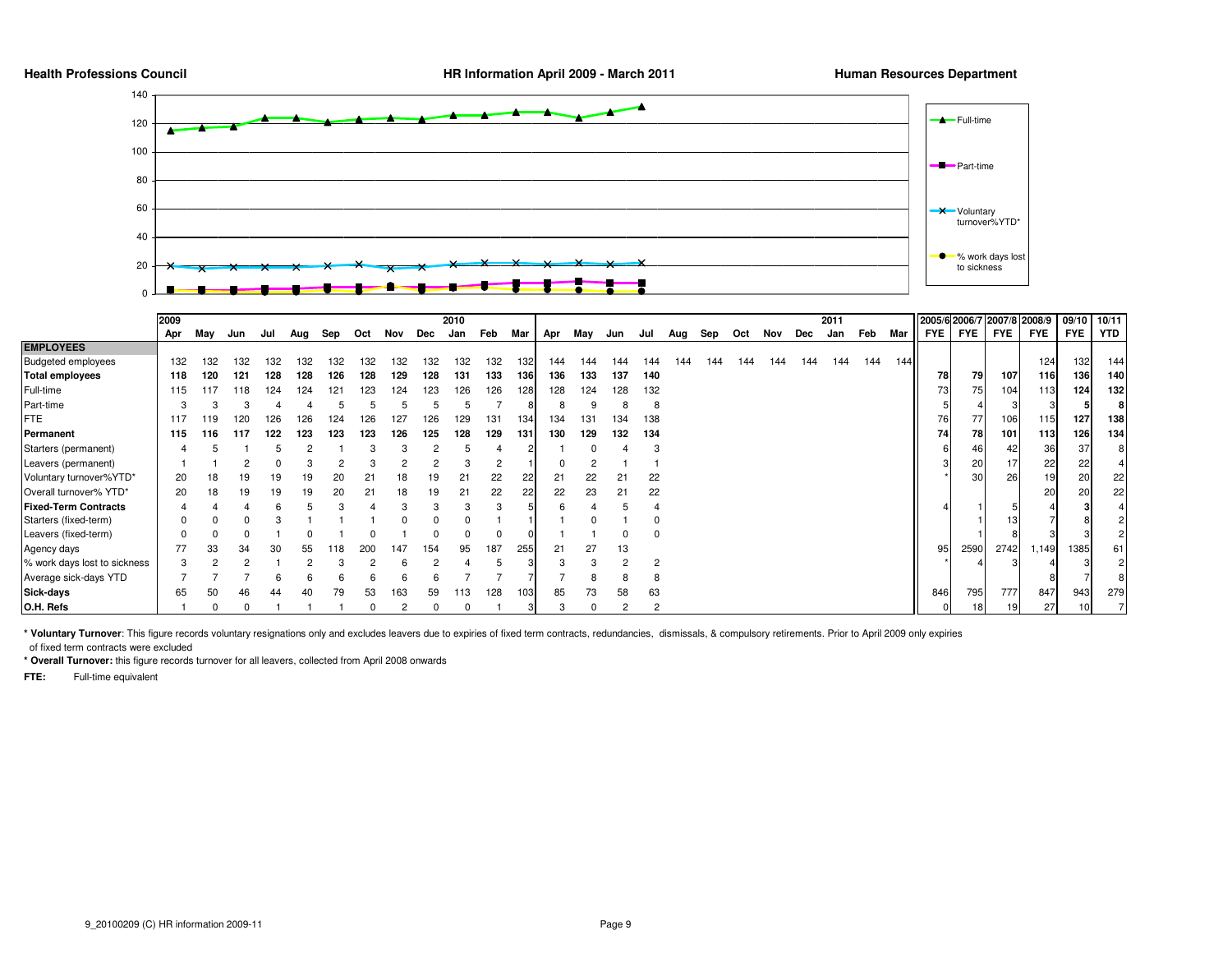**Health Professions Council** **HR Information April 2009 - March 2011** **Human Resources Department**

140
120
100
80
60
40
20
0

Full-time
Part-time
Voluntary turnover%YTD*
% work days lost to sickness

| | 2009 Apr | May | Jun | Jul | Aug | Sep | Oct | Nov | Dec | 2010 Jan | Feb | Mar | Apr | May | Jun | Jul | Aug | Sep | Oct | Nov | Dec | 2011 Jan | Feb | Mar | 2005/6 FYE | 2006/7 FYE | 2007/8 FYE | 2008/9 FYE | 09/10 FYE | 10/11 YTD |
|---|---|---|---|---|---|---|---|---|---|---|---|---|---|---|---|---|---|---|---|---|---|---|---|---|---|---|---|---|---|---|
| **EMPLOYEES** | | | | | | | | | | | | | | | | | | | | | | | | | | | | | | |
| Budgeted employees | 132 | 132 | 132 | 132 | 132 | 132 | 132 | 132 | 132 | 132 | 132 | 132 | 144 | 144 | 144 | 144 | 144 | 144 | 144 | 144 | 144 | 144 | 144 | 144 | | | | 124 | 132 | 144 |
| **Total employees** | **118** | **120** | **121** | **128** | **128** | **126** | **128** | **129** | **128** | **131** | **133** | **136** | **136** | **133** | **137** | **140** | | | | | | | | | **78** | **79** | **107** | **116** | **136** | **140** |
| Full-time | 115 | 117 | 118 | 124 | 124 | 121 | 123 | 124 | 123 | 126 | 126 | 128 | 128 | 124 | 128 | 132 | | | | | | | | | 73 | 75 | 104 | 113 | **124** | **132** |
| Part-time | 3 | 3 | 3 | 4 | 4 | 5 | 5 | 5 | 5 | 5 | 7 | 8 | 8 | 9 | 8 | 8 | | | | | | | | | 5 | 4 | 3 | 3 | **5** | **8** |
| FTE | 117 | 119 | 120 | 126 | 126 | 124 | 126 | 127 | 126 | 129 | 131 | 134 | 134 | 131 | 134 | 138 | | | | | | | | | 76 | 77 | 106 | 115 | **127** | **138** |
| **Permanent** | **115** | **116** | **117** | **122** | **123** | **123** | **123** | **126** | **125** | **128** | **129** | **131** | **130** | **129** | **132** | **134** | | | | | | | | | **74** | **78** | **101** | **113** | **126** | **134** |
| Starters (permanent) | 4 | 5 | 1 | 5 | 2 | 1 | 3 | 3 | 2 | 5 | 4 | 2 | 1 | 0 | 4 | 3 | | | | | | | | | 6 | 46 | 42 | 36 | 37 | 8 |
| Leavers (permanent) | 1 | 1 | 2 | 0 | 3 | 2 | 3 | 2 | 2 | 3 | 2 | 1 | 0 | 2 | 1 | 1 | | | | | | | | | 3 | 20 | 17 | 22 | 22 | 4 |
| Voluntary turnover%YTD* | 20 | 18 | 19 | 19 | 19 | 20 | 21 | 18 | 19 | 21 | 22 | 22 | 21 | 22 | 21 | 22 | | | | | | | | | * | 30 | 26 | 19 | 20 | 22 |
| Overall turnover% YTD* | 20 | 18 | 19 | 19 | 19 | 20 | 21 | 18 | 19 | 21 | 22 | 22 | 22 | 23 | 21 | 22 | | | | | | | | | | | | 20 | 20 | 22 |
| **Fixed-Term Contracts** | 4 | 4 | 4 | 6 | 5 | 3 | 4 | 3 | 3 | 3 | 3 | 5 | 6 | 4 | 5 | 4 | | | | | | | | | 4 | 1 | 5 | 4 | **3** | 4 |
| Starters (fixed-term) | 0 | 0 | 0 | 3 | 1 | 1 | 1 | 0 | 0 | 0 | 1 | 1 | 1 | 0 | 1 | 0 | | | | | | | | | | 1 | 13 | 7 | 8 | 2 |
| Leavers (fixed-term) | 0 | 0 | 0 | 1 | 0 | 1 | 0 | 1 | 0 | 0 | 0 | 0 | 1 | 1 | 0 | 0 | | | | | | | | | | 1 | 8 | 3 | 3 | 2 |
| Agency days | 77 | 33 | 34 | 30 | 55 | 118 | 200 | 147 | 154 | 95 | 187 | 255 | 21 | 27 | 13 | | | | | | | | | | 95 | 2590 | 2742 | 1,149 | 1385 | 61 |
| % work days lost to sickness | 3 | 2 | 2 | 1 | 2 | 3 | 2 | 6 | 2 | 4 | 5 | 3 | 3 | 3 | 2 | 2 | | | | | | | | | * | 4 | 3 | 4 | 3 | 2 |
| Average sick-days YTD | 7 | 7 | 7 | 6 | 6 | 6 | 6 | 6 | 6 | 7 | 7 | 7 | 7 | 8 | 8 | 8 | | | | | | | | | | | | 8 | 7 | 8 |
| **Sick-days** | 65 | 50 | 46 | 44 | 40 | 79 | 53 | 163 | 59 | 113 | 128 | 103 | 85 | 73 | 58 | 63 | | | | | | | | | 846 | 795 | 777 | 847 | 943 | 279 |
| **O.H. Refs** | 1 | 0 | 0 | 1 | 1 | 1 | 0 | 2 | 0 | 0 | 1 | 3 | 3 | 0 | 2 | 2 | | | | | | | | | 0 | 18 | 19 | 27 | 10 | 7 |

\* **Voluntary Turnover**: This figure records voluntary resignations only and excludes leavers due to expiries of fixed term contracts, redundancies, dismissals, & compulsory retirements. Prior to April 2009 only expiries of fixed term contracts were excluded

\* **Overall Turnover:** this figure records turnover for all leavers, collected from April 2008 onwards

**FTE:** Full-time equivalent